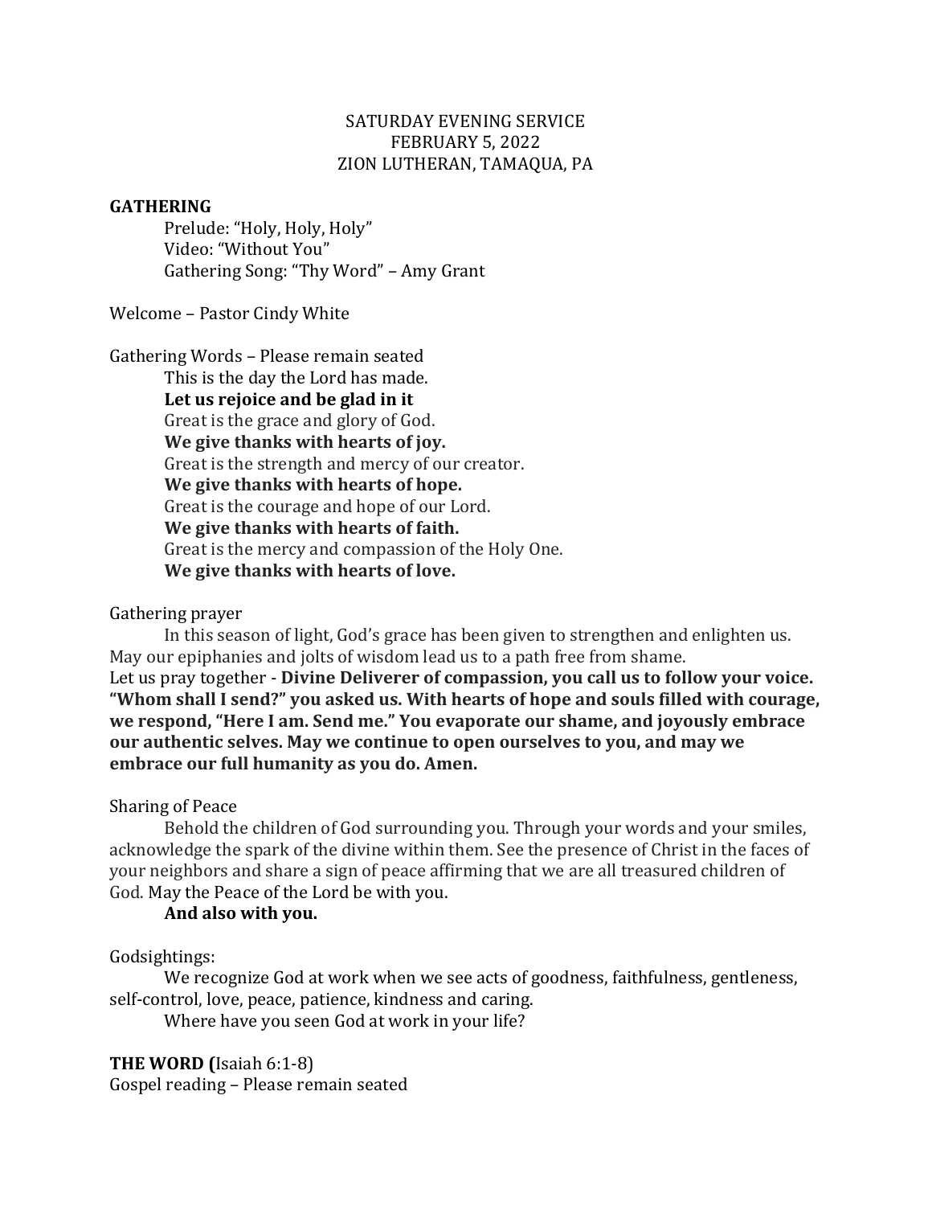SATURDAY EVENING SERVICE
FEBRUARY 5, 2022
ZION LUTHERAN, TAMAQUA, PA

**GATHERING**

Prelude: "Holy, Holy, Holy"
Video: "Without You"
Gathering Song: "Thy Word" – Amy Grant

Welcome – Pastor Cindy White

Gathering Words – Please remain seated

This is the day the Lord has made.
**Let us rejoice and be glad in it**
Great is the grace and glory of God.
**We give thanks with hearts of joy.**
Great is the strength and mercy of our creator.
**We give thanks with hearts of hope.**
Great is the courage and hope of our Lord.
**We give thanks with hearts of faith.**
Great is the mercy and compassion of the Holy One.
**We give thanks with hearts of love.**

Gathering prayer

In this season of light, God's grace has been given to strengthen and enlighten us. May our epiphanies and jolts of wisdom lead us to a path free from shame.
Let us pray together - **Divine Deliverer of compassion, you call us to follow your voice. "Whom shall I send?" you asked us. With hearts of hope and souls filled with courage, we respond, "Here I am. Send me." You evaporate our shame, and joyously embrace our authentic selves. May we continue to open ourselves to you, and may we embrace our full humanity as you do. Amen.**

Sharing of Peace

Behold the children of God surrounding you. Through your words and your smiles, acknowledge the spark of the divine within them. See the presence of Christ in the faces of your neighbors and share a sign of peace affirming that we are all treasured children of God. May the Peace of the Lord be with you.
**And also with you.**

Godsightings:

We recognize God at work when we see acts of goodness, faithfulness, gentleness, self-control, love, peace, patience, kindness and caring.
Where have you seen God at work in your life?

**THE WORD (**Isaiah 6:1-8)
Gospel reading – Please remain seated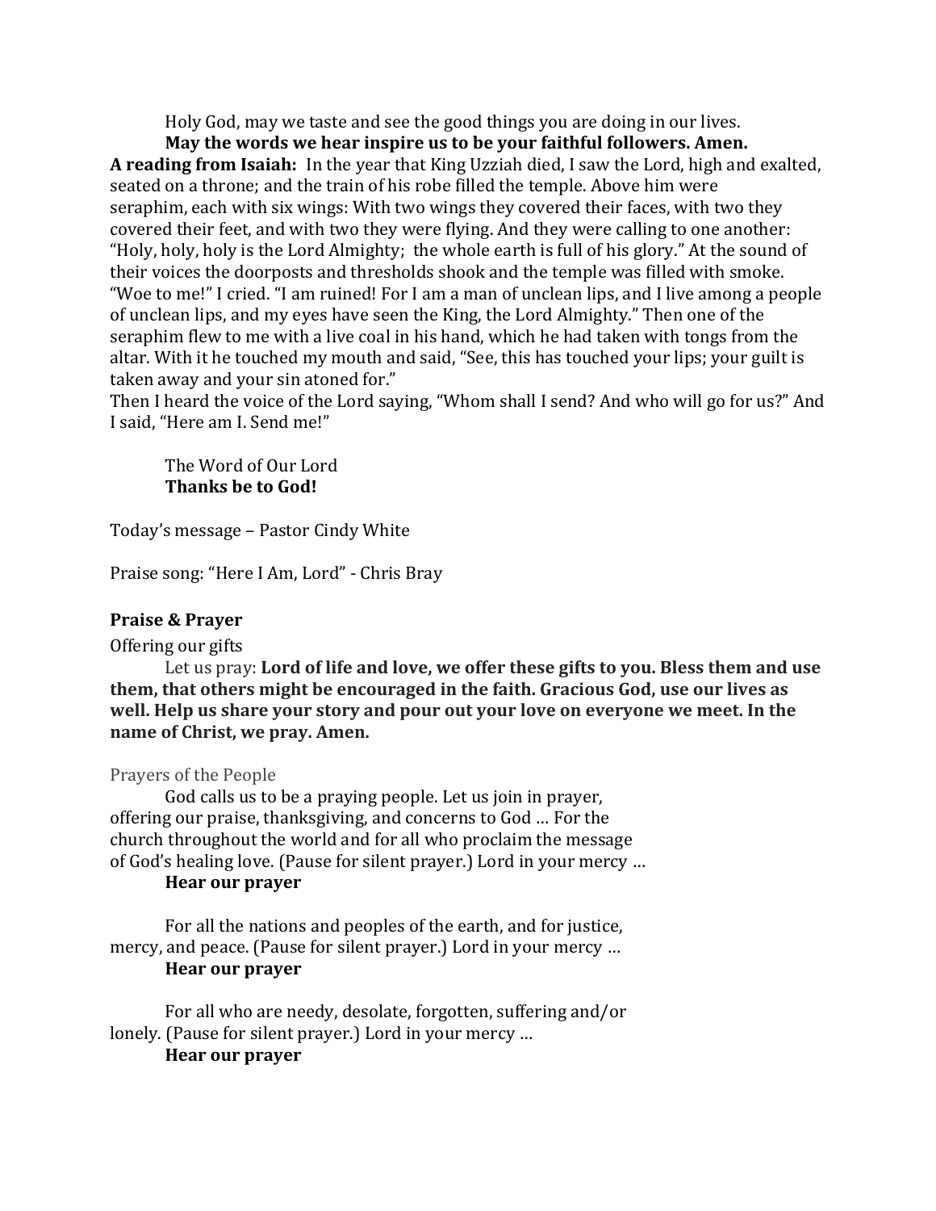Holy God, may we taste and see the good things you are doing in our lives.

**May the words we hear inspire us to be your faithful followers. Amen.**

**A reading from Isaiah:** In the year that King Uzziah died, I saw the Lord, high and exalted, seated on a throne; and the train of his robe filled the temple. Above him were seraphim, each with six wings: With two wings they covered their faces, with two they covered their feet, and with two they were flying. And they were calling to one another: "Holy, holy, holy is the Lord Almighty; the whole earth is full of his glory." At the sound of their voices the doorposts and thresholds shook and the temple was filled with smoke. "Woe to me!" I cried. "I am ruined! For I am a man of unclean lips, and I live among a people of unclean lips, and my eyes have seen the King, the Lord Almighty." Then one of the seraphim flew to me with a live coal in his hand, which he had taken with tongs from the altar. With it he touched my mouth and said, "See, this has touched your lips; your guilt is taken away and your sin atoned for."

Then I heard the voice of the Lord saying, "Whom shall I send? And who will go for us?" And I said, "Here am I. Send me!"

The Word of Our Lord
**Thanks be to God!**

Today's message – Pastor Cindy White

Praise song: "Here I Am, Lord" - Chris Bray

**Praise & Prayer**

Offering our gifts

Let us pray: **Lord of life and love, we offer these gifts to you. Bless them and use them, that others might be encouraged in the faith. Gracious God, use our lives as well. Help us share your story and pour out your love on everyone we meet. In the name of Christ, we pray. Amen.**

Prayers of the People

God calls us to be a praying people. Let us join in prayer, offering our praise, thanksgiving, and concerns to God … For the church throughout the world and for all who proclaim the message of God's healing love. (Pause for silent prayer.) Lord in your mercy …
**Hear our prayer**

For all the nations and peoples of the earth, and for justice, mercy, and peace. (Pause for silent prayer.) Lord in your mercy …
**Hear our prayer**

For all who are needy, desolate, forgotten, suffering and/or lonely. (Pause for silent prayer.) Lord in your mercy …
**Hear our prayer**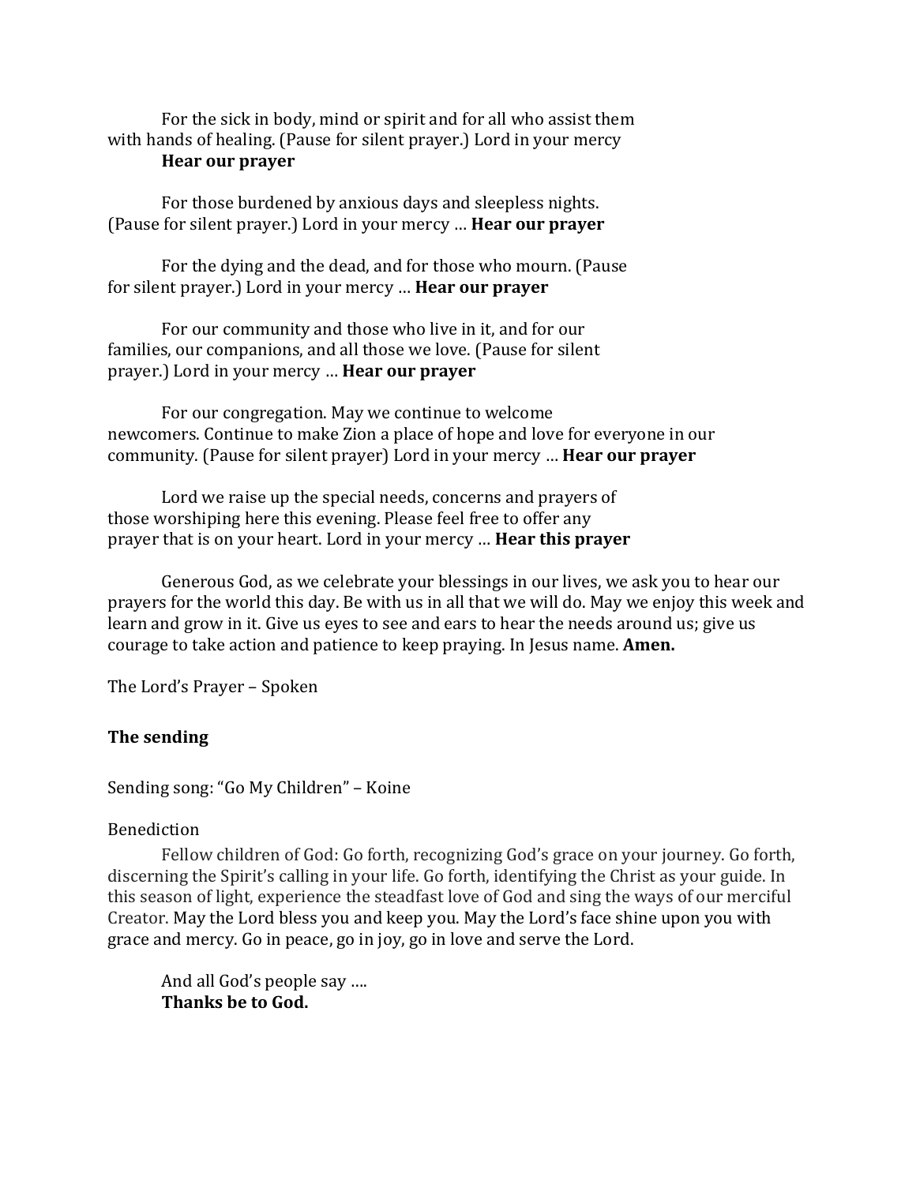For the sick in body, mind or spirit and for all who assist them with hands of healing. (Pause for silent prayer.) Lord in your mercy
**Hear our prayer**

For those burdened by anxious days and sleepless nights. (Pause for silent prayer.) Lord in your mercy … **Hear our prayer**

For the dying and the dead, and for those who mourn. (Pause for silent prayer.) Lord in your mercy … **Hear our prayer**

For our community and those who live in it, and for our families, our companions, and all those we love. (Pause for silent prayer.) Lord in your mercy … **Hear our prayer**

For our congregation. May we continue to welcome newcomers. Continue to make Zion a place of hope and love for everyone in our community. (Pause for silent prayer) Lord in your mercy … **Hear our prayer**

Lord we raise up the special needs, concerns and prayers of those worshiping here this evening. Please feel free to offer any prayer that is on your heart. Lord in your mercy … **Hear this prayer**

Generous God, as we celebrate your blessings in our lives, we ask you to hear our prayers for the world this day. Be with us in all that we will do. May we enjoy this week and learn and grow in it. Give us eyes to see and ears to hear the needs around us; give us courage to take action and patience to keep praying. In Jesus name. **Amen.**

The Lord's Prayer – Spoken

**The sending**

Sending song: "Go My Children" – Koine

Benediction

Fellow children of God: Go forth, recognizing God's grace on your journey. Go forth, discerning the Spirit's calling in your life. Go forth, identifying the Christ as your guide. In this season of light, experience the steadfast love of God and sing the ways of our merciful Creator. May the Lord bless you and keep you. May the Lord's face shine upon you with grace and mercy. Go in peace, go in joy, go in love and serve the Lord.

And all God's people say ….
**Thanks be to God.**